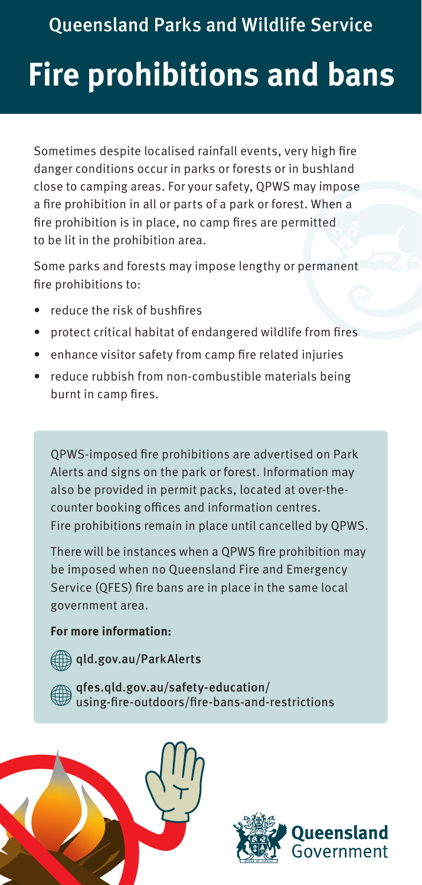Queensland Parks and Wildlife Service

# Fire prohibitions and bans

Sometimes despite localised rainfall events, very high fire danger conditions occur in parks or forests or in bushland close to camping areas. For your safety, QPWS may impose a fire prohibition in all or parts of a park or forest. When a fire prohibition is in place, no camp fires are permitted to be lit in the prohibition area.

Some parks and forests may impose lengthy or permanent fire prohibitions to:

- reduce the risk of bushfires
- protect critical habitat of endangered wildlife from fires
- enhance visitor safety from camp fire related injuries
- reduce rubbish from non-combustible materials being burnt in camp fires.

QPWS-imposed fire prohibitions are advertised on Park Alerts and signs on the park or forest. Information may also be provided in permit packs, located at over-the-counter booking offices and information centres. Fire prohibitions remain in place until cancelled by QPWS.

There will be instances when a QPWS fire prohibition may be imposed when no Queensland Fire and Emergency Service (QFES) fire bans are in place in the same local government area.

**For more information:**

qld.gov.au/ParkAlerts

qfes.qld.gov.au/safety-education/using-fire-outdoors/fire-bans-and-restrictions

Queensland Government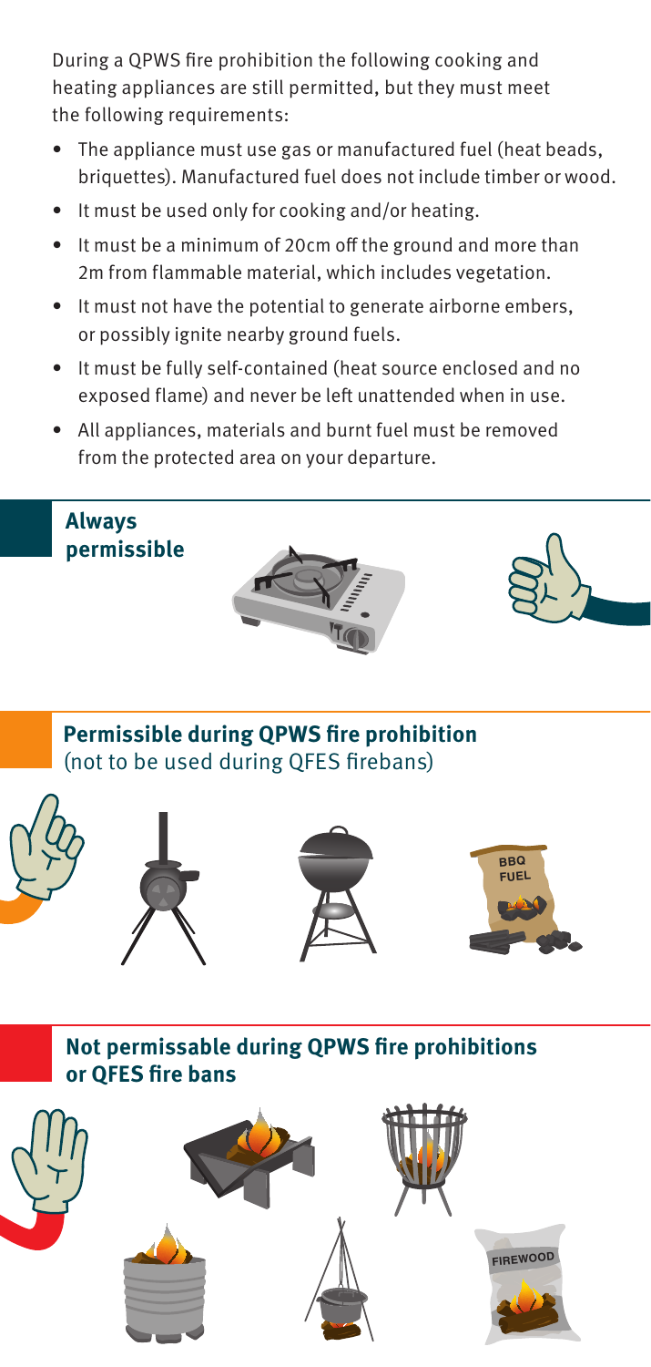During a QPWS fire prohibition the following cooking and heating appliances are still permitted, but they must meet the following requirements:

- The appliance must use gas or manufactured fuel (heat beads, briquettes). Manufactured fuel does not include timber or wood.
- It must be used only for cooking and/or heating.
- It must be a minimum of 20cm off the ground and more than 2m from flammable material, which includes vegetation.
- It must not have the potential to generate airborne embers, or possibly ignite nearby ground fuels.
- It must be fully self-contained (heat source enclosed and no exposed flame) and never be left unattended when in use.
- All appliances, materials and burnt fuel must be removed from the protected area on your departure.

## Always permissible

## Permissible during QPWS fire prohibition
(not to be used during QFES firebans)

BBQ FUEL

## Not permissable during QPWS fire prohibitions or QFES fire bans

FIREWOOD